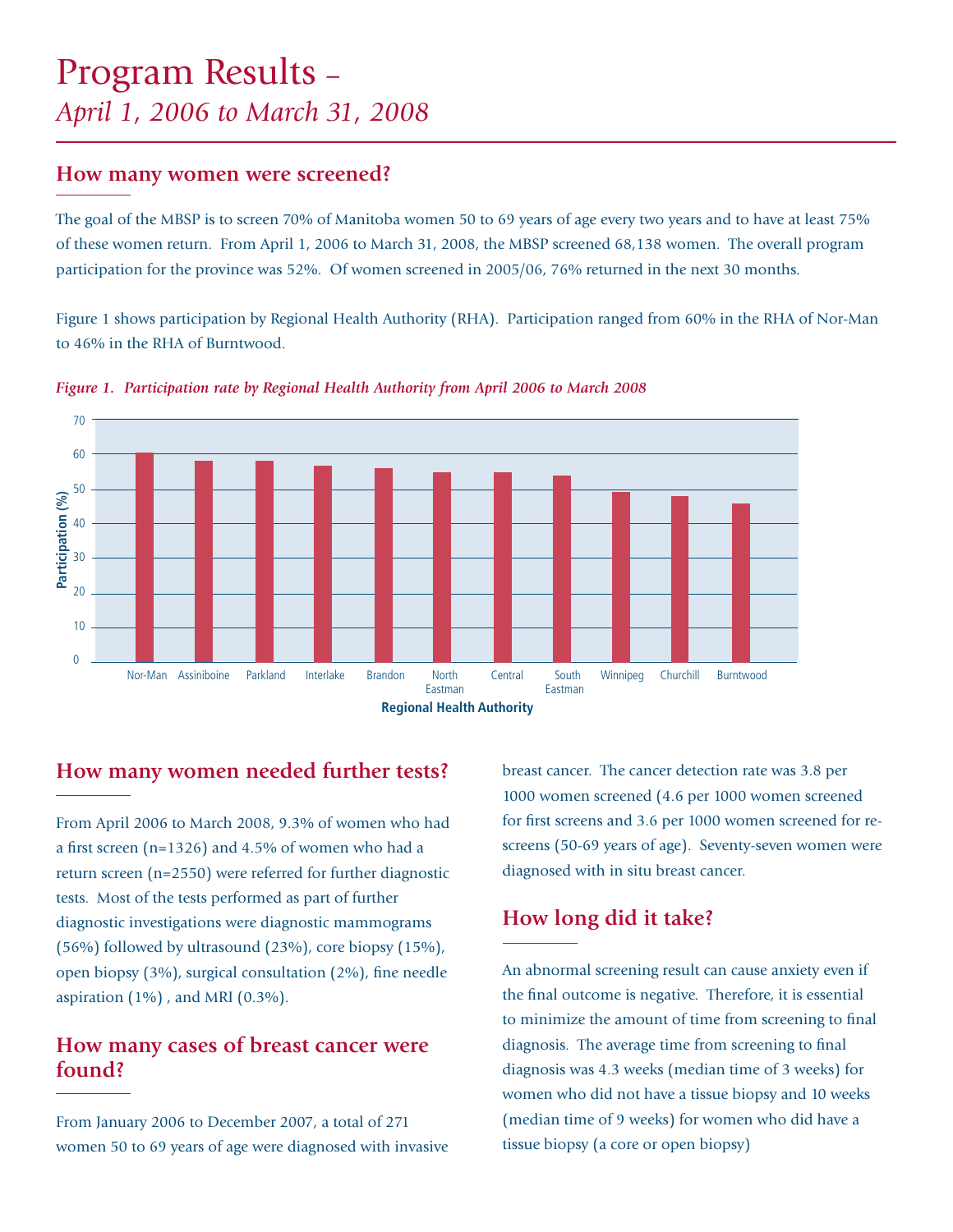# Program Results –

## *April 1, 2006 to March 31, 2008*

### How many women were screened?

The goal of the MBSP is to screen 70% of Manitoba women 50 to 69 years of age every two years and to have at least 75% of these women return. From April 1, 2006 to March 31, 2008, the MBSP screened 68,138 women. The overall program participation for the province was 52%. Of women screened in 2005/06, 76% returned in the next 30 months.

Figure 1 shows participation by Regional Health Authority (RHA). Participation ranged from 60% in the RHA of Nor-Man to 46% in the RHA of Burntwood.

***Figure 1. Participation rate by Regional Health Authority from April 2006 to March 2008***

### How many women needed further tests?

From April 2006 to March 2008, 9.3% of women who had a first screen (n=1326) and 4.5% of women who had a return screen (n=2550) were referred for further diagnostic tests. Most of the tests performed as part of further diagnostic investigations were diagnostic mammograms (56%) followed by ultrasound (23%), core biopsy (15%), open biopsy (3%), surgical consultation (2%), fine needle aspiration (1%) , and MRI (0.3%).

### How many cases of breast cancer were found?

From January 2006 to December 2007, a total of 271 women 50 to 69 years of age were diagnosed with invasive breast cancer. The cancer detection rate was 3.8 per 1000 women screened (4.6 per 1000 women screened for first screens and 3.6 per 1000 women screened for re-screens (50-69 years of age). Seventy-seven women were diagnosed with in situ breast cancer.

### How long did it take?

An abnormal screening result can cause anxiety even if the final outcome is negative. Therefore, it is essential to minimize the amount of time from screening to final diagnosis. The average time from screening to final diagnosis was 4.3 weeks (median time of 3 weeks) for women who did not have a tissue biopsy and 10 weeks (median time of 9 weeks) for women who did have a tissue biopsy (a core or open biopsy)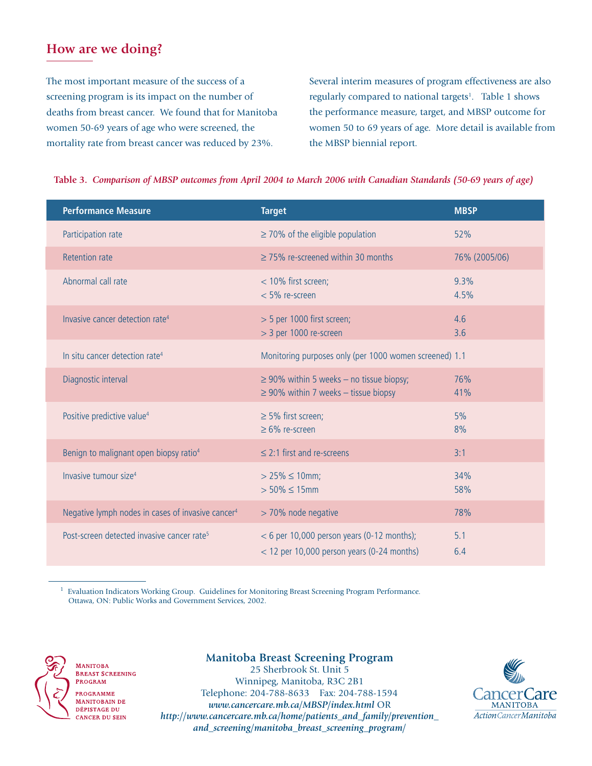## How are we doing?

The most important measure of the success of a screening program is its impact on the number of deaths from breast cancer. We found that for Manitoba women 50-69 years of age who were screened, the mortality rate from breast cancer was reduced by 23%.

Several interim measures of program effectiveness are also regularly compared to national targets[1]. Table 1 shows the performance measure, target, and MBSP outcome for women 50 to 69 years of age. More detail is available from the MBSP biennial report.

**Table 3.** ***Comparison of MBSP outcomes from April 2004 to March 2006 with Canadian Standards (50-69 years of age)***

| Performance Measure | Target | MBSP |
|---|---|---|
| Participation rate | ≥ 70% of the eligible population | 52% |
| Retention rate | ≥ 75% re-screened within 30 months | 76% (2005/06) |
| Abnormal call rate | < 10% first screen;<br>< 5% re-screen | 9.3%<br>4.5% |
| Invasive cancer detection rate[4] | > 5 per 1000 first screen;<br>> 3 per 1000 re-screen | 4.6<br>3.6 |
| In situ cancer detection rate[4] | Monitoring purposes only (per 1000 women screened) | 1.1 |
| Diagnostic interval | ≥ 90% within 5 weeks – no tissue biopsy;<br>≥ 90% within 7 weeks – tissue biopsy | 76%<br>41% |
| Positive predictive value[4] | ≥ 5% first screen;<br>≥ 6% re-screen | 5%<br>8% |
| Benign to malignant open biopsy ratio[4] | ≤ 2:1 first and re-screens | 3:1 |
| Invasive tumour size[4] | > 25% ≤ 10mm;<br>> 50% ≤ 15mm | 34%<br>58% |
| Negative lymph nodes in cases of invasive cancer[4] | > 70% node negative | 78% |
| Post-screen detected invasive cancer rate[5] | < 6 per 10,000 person years (0-12 months);<br>< 12 per 10,000 person years (0-24 months) | 5.1<br>6.4 |

[1] Evaluation Indicators Working Group. Guidelines for Monitoring Breast Screening Program Performance. Ottawa, ON: Public Works and Government Services, 2002.

Manitoba Breast Screening Program
Programme Manitobain de Dépistage du Cancer du Sein

**Manitoba Breast Screening Program**
25 Sherbrook St. Unit 5
Winnipeg, Manitoba, R3C 2B1
Telephone: 204-788-8633 Fax: 204-788-1594
***www.cancercare.mb.ca/MBSP/index.html*** OR
***http://www.cancercare.mb.ca/home/patients_and_family/prevention_and_screening/manitoba_breast_screening_program/***

CancerCare Manitoba
*ActionCancerManitoba*